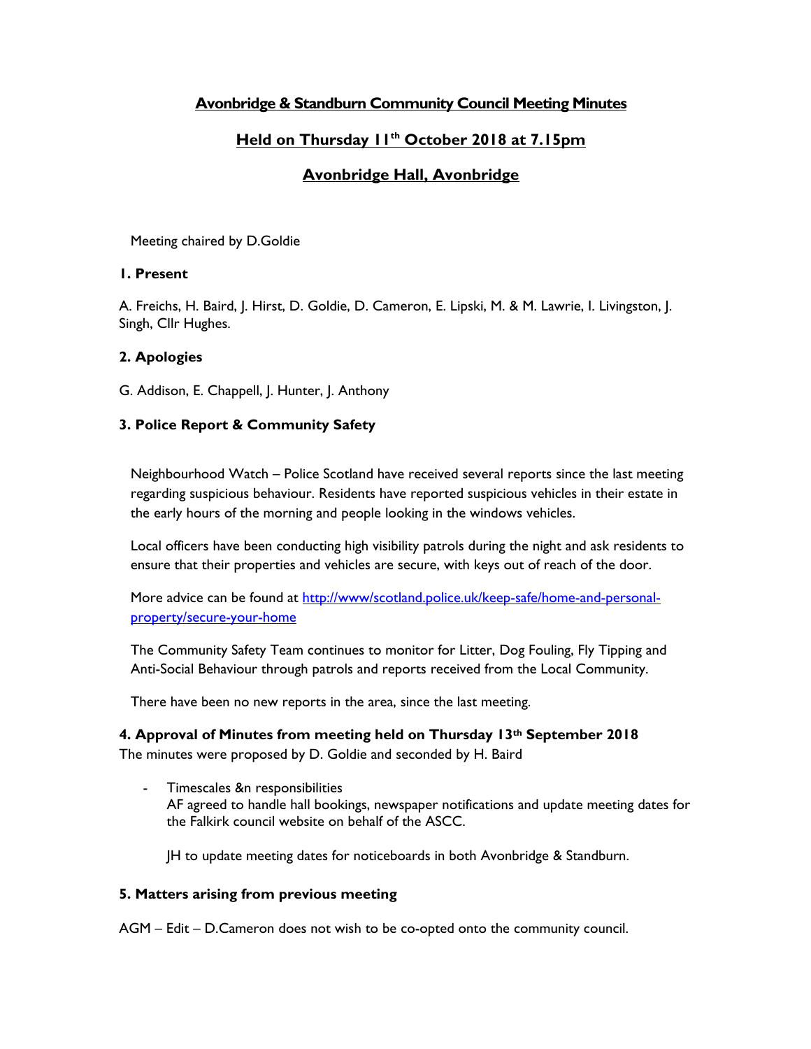# Avonbridge & Standburn Community Council Meeting Minutes

## Held on Thursday 11th October 2018 at 7.15pm

## Avonbridge Hall, Avonbridge

Meeting chaired by D.Goldie

### 1. Present

A. Freichs, H. Baird, J. Hirst, D. Goldie, D. Cameron, E. Lipski, M. & M. Lawrie, I. Livingston, J. Singh, Cllr Hughes.

### 2. Apologies

G. Addison, E. Chappell, J. Hunter, J. Anthony

### 3. Police Report & Community Safety

Neighbourhood Watch – Police Scotland have received several reports since the last meeting regarding suspicious behaviour. Residents have reported suspicious vehicles in their estate in the early hours of the morning and people looking in the windows vehicles.

Local officers have been conducting high visibility patrols during the night and ask residents to ensure that their properties and vehicles are secure, with keys out of reach of the door.

More advice can be found at [http://www/scotland.police.uk/keep-safe/home-and-personal-property/secure-your-home](http://www/scotland.police.uk/keep-safe/home-and-personal-property/secure-your-home)

The Community Safety Team continues to monitor for Litter, Dog Fouling, Fly Tipping and Anti-Social Behaviour through patrols and reports received from the Local Community.

There have been no new reports in the area, since the last meeting.

### 4. Approval of Minutes from meeting held on Thursday 13th September 2018

The minutes were proposed by D. Goldie and seconded by H. Baird

- Timescales &n responsibilities
  AF agreed to handle hall bookings, newspaper notifications and update meeting dates for the Falkirk council website on behalf of the ASCC.

  JH to update meeting dates for noticeboards in both Avonbridge & Standburn.

### 5. Matters arising from previous meeting

AGM – Edit – D.Cameron does not wish to be co-opted onto the community council.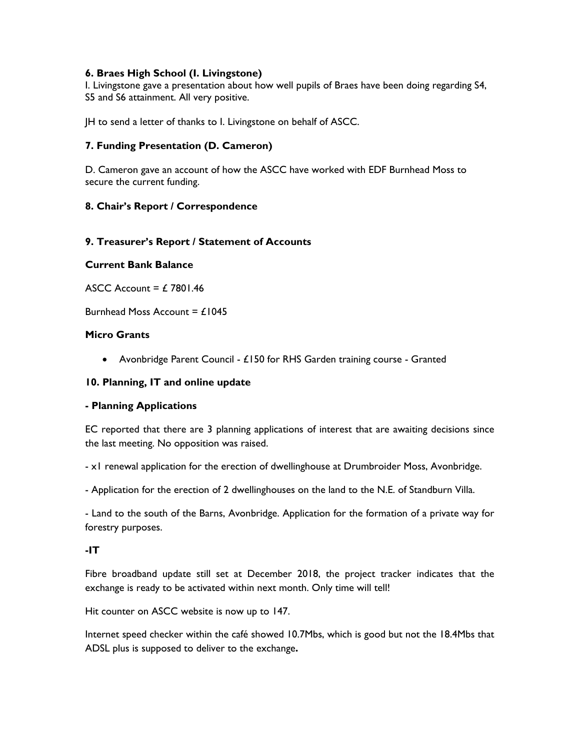### 6. Braes High School (I. Livingstone)

I. Livingstone gave a presentation about how well pupils of Braes have been doing regarding S4, S5 and S6 attainment. All very positive.

JH to send a letter of thanks to I. Livingstone on behalf of ASCC.

### 7. Funding Presentation (D. Cameron)

D. Cameron gave an account of how the ASCC have worked with EDF Burnhead Moss to secure the current funding.

### 8. Chair's Report / Correspondence

### 9. Treasurer's Report / Statement of Accounts

**Current Bank Balance**

ASCC Account = £ 7801.46

Burnhead Moss Account = £1045

**Micro Grants**

- Avonbridge Parent Council - £150 for RHS Garden training course - Granted

### 10. Planning, IT and online update

**- Planning Applications**

EC reported that there are 3 planning applications of interest that are awaiting decisions since the last meeting. No opposition was raised.

- x1 renewal application for the erection of dwellinghouse at Drumbroider Moss, Avonbridge.

- Application for the erection of 2 dwellinghouses on the land to the N.E. of Standburn Villa.

- Land to the south of the Barns, Avonbridge. Application for the formation of a private way for forestry purposes.

**-IT**

Fibre broadband update still set at December 2018, the project tracker indicates that the exchange is ready to be activated within next month. Only time will tell!

Hit counter on ASCC website is now up to 147.

Internet speed checker within the café showed 10.7Mbs, which is good but not the 18.4Mbs that ADSL plus is supposed to deliver to the exchange.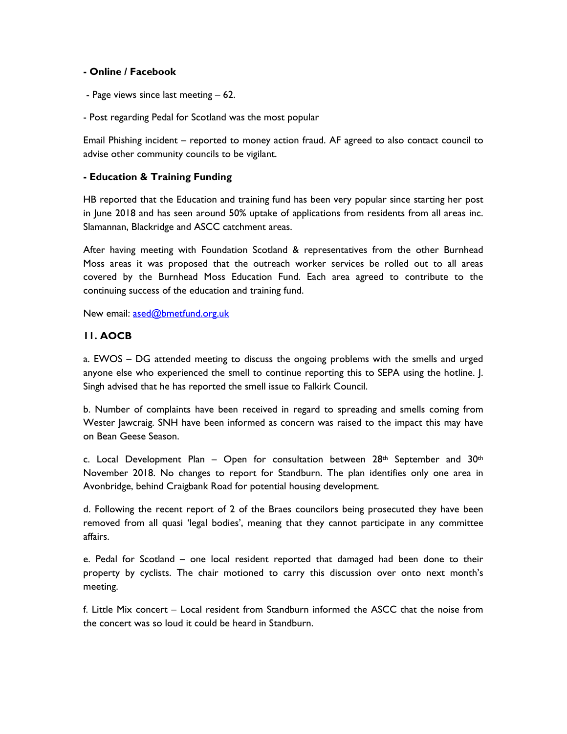**- Online / Facebook**

- Page views since last meeting – 62.
- Post regarding Pedal for Scotland was the most popular

Email Phishing incident – reported to money action fraud. AF agreed to also contact council to advise other community councils to be vigilant.

**- Education & Training Funding**

HB reported that the Education and training fund has been very popular since starting her post in June 2018 and has seen around 50% uptake of applications from residents from all areas inc. Slamannan, Blackridge and ASCC catchment areas.

After having meeting with Foundation Scotland & representatives from the other Burnhead Moss areas it was proposed that the outreach worker services be rolled out to all areas covered by the Burnhead Moss Education Fund. Each area agreed to contribute to the continuing success of the education and training fund.

New email: ased@bmetfund.org.uk

## 11. AOCB

a. EWOS – DG attended meeting to discuss the ongoing problems with the smells and urged anyone else who experienced the smell to continue reporting this to SEPA using the hotline. J. Singh advised that he has reported the smell issue to Falkirk Council.

b. Number of complaints have been received in regard to spreading and smells coming from Wester Jawcraig. SNH have been informed as concern was raised to the impact this may have on Bean Geese Season.

c. Local Development Plan – Open for consultation between 28th September and 30th November 2018. No changes to report for Standburn. The plan identifies only one area in Avonbridge, behind Craigbank Road for potential housing development.

d. Following the recent report of 2 of the Braes councilors being prosecuted they have been removed from all quasi 'legal bodies', meaning that they cannot participate in any committee affairs.

e. Pedal for Scotland – one local resident reported that damaged had been done to their property by cyclists. The chair motioned to carry this discussion over onto next month's meeting.

f. Little Mix concert – Local resident from Standburn informed the ASCC that the noise from the concert was so loud it could be heard in Standburn.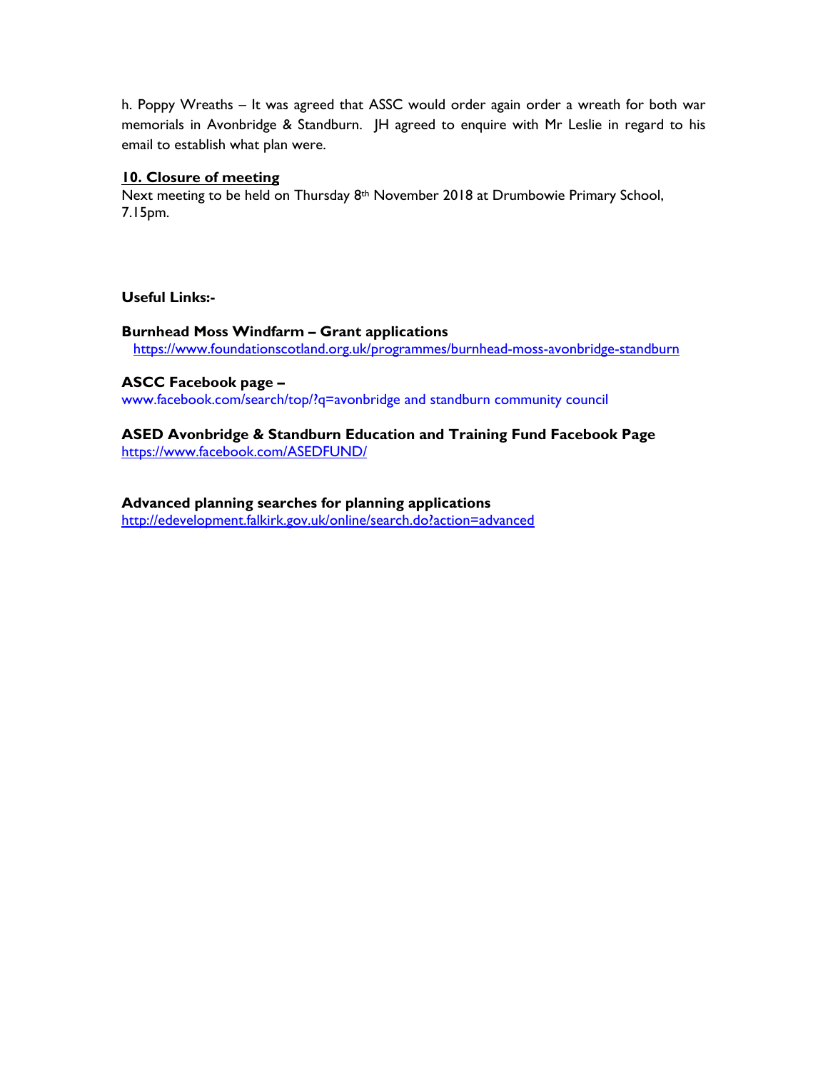h. Poppy Wreaths – It was agreed that ASSC would order again order a wreath for both war memorials in Avonbridge & Standburn. JH agreed to enquire with Mr Leslie in regard to his email to establish what plan were.

**10. Closure of meeting**

Next meeting to be held on Thursday 8th November 2018 at Drumbowie Primary School, 7.15pm.

**Useful Links:-**

**Burnhead Moss Windfarm – Grant applications**
https://www.foundationscotland.org.uk/programmes/burnhead-moss-avonbridge-standburn

**ASCC Facebook page –**
www.facebook.com/search/top/?q=avonbridge and standburn community council

**ASED Avonbridge & Standburn Education and Training Fund Facebook Page**
https://www.facebook.com/ASEDFUND/

**Advanced planning searches for planning applications**
http://edevelopment.falkirk.gov.uk/online/search.do?action=advanced